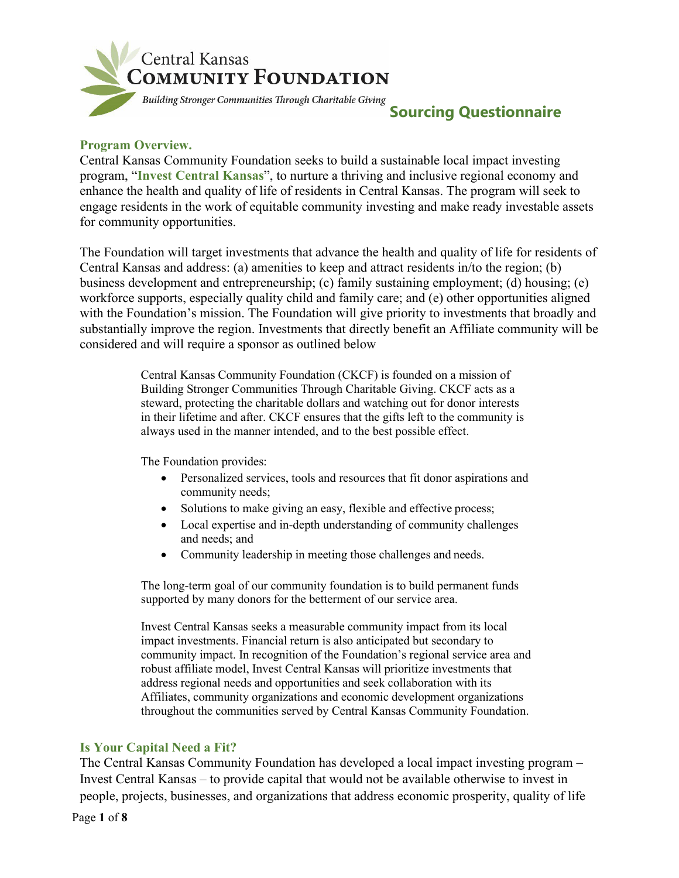Central Kansas
COMMUNITY FOUNDATION

*Building Stronger Communities Through Charitable Giving*

# Sourcing Questionnaire

## Program Overview.

Central Kansas Community Foundation seeks to build a sustainable local impact investing program, "**Invest Central Kansas**", to nurture a thriving and inclusive regional economy and enhance the health and quality of life of residents in Central Kansas. The program will seek to engage residents in the work of equitable community investing and make ready investable assets for community opportunities.

The Foundation will target investments that advance the health and quality of life for residents of Central Kansas and address: (a) amenities to keep and attract residents in/to the region; (b) business development and entrepreneurship; (c) family sustaining employment; (d) housing; (e) workforce supports, especially quality child and family care; and (e) other opportunities aligned with the Foundation's mission. The Foundation will give priority to investments that broadly and substantially improve the region. Investments that directly benefit an Affiliate community will be considered and will require a sponsor as outlined below

> Central Kansas Community Foundation (CKCF) is founded on a mission of Building Stronger Communities Through Charitable Giving. CKCF acts as a steward, protecting the charitable dollars and watching out for donor interests in their lifetime and after. CKCF ensures that the gifts left to the community is always used in the manner intended, and to the best possible effect.
>
> The Foundation provides:
>
> - Personalized services, tools and resources that fit donor aspirations and community needs;
> - Solutions to make giving an easy, flexible and effective process;
> - Local expertise and in-depth understanding of community challenges and needs; and
> - Community leadership in meeting those challenges and needs.
>
> The long-term goal of our community foundation is to build permanent funds supported by many donors for the betterment of our service area.
>
> Invest Central Kansas seeks a measurable community impact from its local impact investments. Financial return is also anticipated but secondary to community impact. In recognition of the Foundation's regional service area and robust affiliate model, Invest Central Kansas will prioritize investments that address regional needs and opportunities and seek collaboration with its Affiliates, community organizations and economic development organizations throughout the communities served by Central Kansas Community Foundation.

## Is Your Capital Need a Fit?

The Central Kansas Community Foundation has developed a local impact investing program – Invest Central Kansas – to provide capital that would not be available otherwise to invest in people, projects, businesses, and organizations that address economic prosperity, quality of life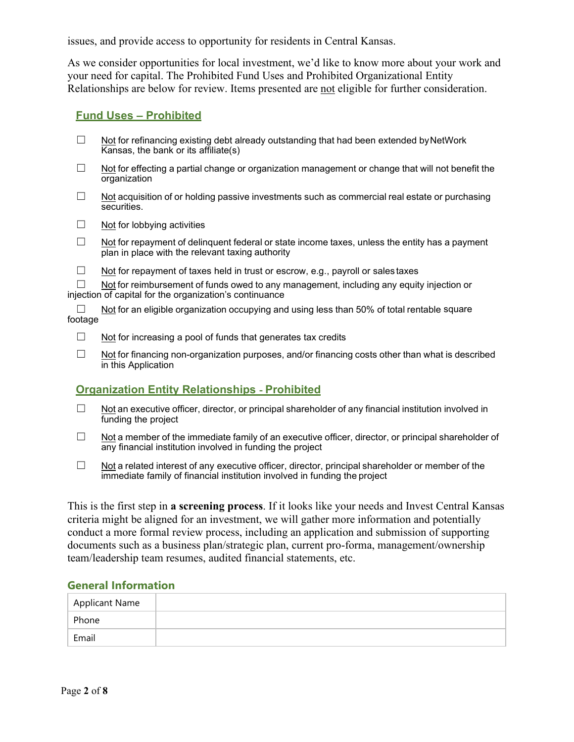issues, and provide access to opportunity for residents in Central Kansas.

As we consider opportunities for local investment, we'd like to know more about your work and your need for capital. The Prohibited Fund Uses and Prohibited Organizational Entity Relationships are below for review. Items presented are not eligible for further consideration.

## Fund Uses – Prohibited

- ☐ Not for refinancing existing debt already outstanding that had been extended by NetWork Kansas, the bank or its affiliate(s)
- ☐ Not for effecting a partial change or organization management or change that will not benefit the organization
- ☐ Not acquisition of or holding passive investments such as commercial real estate or purchasing securities.
- ☐ Not for lobbying activities
- ☐ Not for repayment of delinquent federal or state income taxes, unless the entity has a payment plan in place with the relevant taxing authority
- ☐ Not for repayment of taxes held in trust or escrow, e.g., payroll or sales taxes
- ☐ Not for reimbursement of funds owed to any management, including any equity injection or injection of capital for the organization's continuance
- ☐ Not for an eligible organization occupying and using less than 50% of total rentable square footage
- ☐ Not for increasing a pool of funds that generates tax credits
- ☐ Not for financing non-organization purposes, and/or financing costs other than what is described in this Application

## Organization Entity Relationships - Prohibited

- ☐ Not an executive officer, director, or principal shareholder of any financial institution involved in funding the project
- ☐ Not a member of the immediate family of an executive officer, director, or principal shareholder of any financial institution involved in funding the project
- ☐ Not a related interest of any executive officer, director, principal shareholder or member of the immediate family of financial institution involved in funding the project

This is the first step in **a screening process**. If it looks like your needs and Invest Central Kansas criteria might be aligned for an investment, we will gather more information and potentially conduct a more formal review process, including an application and submission of supporting documents such as a business plan/strategic plan, current pro-forma, management/ownership team/leadership team resumes, audited financial statements, etc.

## General Information

| Applicant Name | |
|---|---|
| Phone | |
| Email | |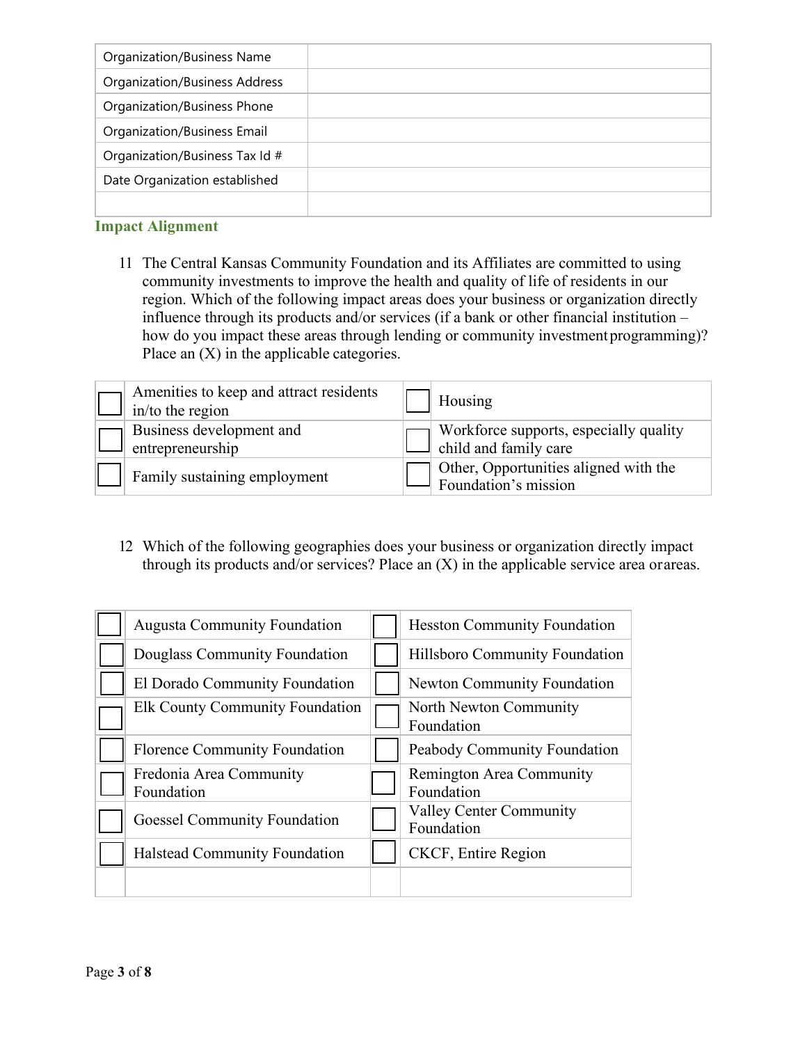| Organization/Business Name | |
|---|---|
| Organization/Business Address | |
| Organization/Business Phone | |
| Organization/Business Email | |
| Organization/Business Tax Id # | |
| Date Organization established | |
| | |

## Impact Alignment

11 The Central Kansas Community Foundation and its Affiliates are committed to using community investments to improve the health and quality of life of residents in our region. Which of the following impact areas does your business or organization directly influence through its products and/or services (if a bank or other financial institution – how do you impact these areas through lending or community investment programming)? Place an (X) in the applicable categories.

| ☐ | Amenities to keep and attract residents in/to the region | ☐ | Housing |
|---|---|---|---|
| ☐ | Business development and entrepreneurship | ☐ | Workforce supports, especially quality child and family care |
| ☐ | Family sustaining employment | ☐ | Other, Opportunities aligned with the Foundation's mission |

12 Which of the following geographies does your business or organization directly impact through its products and/or services? Place an (X) in the applicable service area or areas.

| ☐ | Augusta Community Foundation | ☐ | Hesston Community Foundation |
|---|---|---|---|
| ☐ | Douglass Community Foundation | ☐ | Hillsboro Community Foundation |
| ☐ | El Dorado Community Foundation | ☐ | Newton Community Foundation |
| ☐ | Elk County Community Foundation | ☐ | North Newton Community Foundation |
| ☐ | Florence Community Foundation | ☐ | Peabody Community Foundation |
| ☐ | Fredonia Area Community Foundation | ☐ | Remington Area Community Foundation |
| ☐ | Goessel Community Foundation | ☐ | Valley Center Community Foundation |
| ☐ | Halstead Community Foundation | ☐ | CKCF, Entire Region |
| | | | |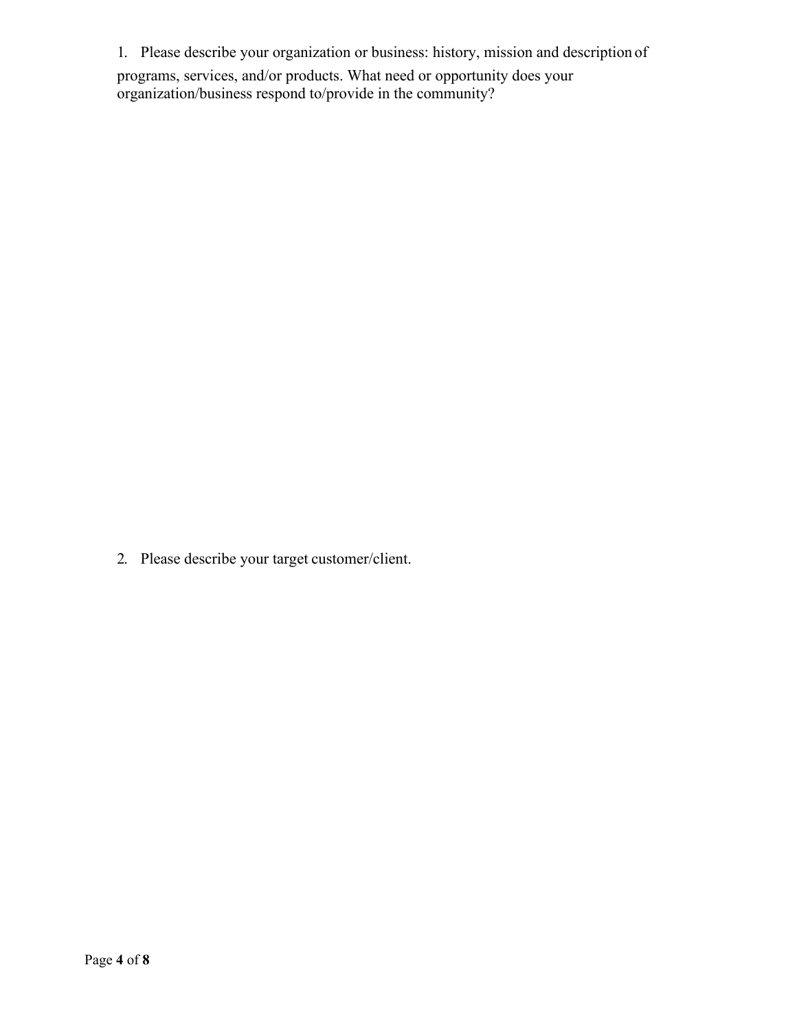1. Please describe your organization or business: history, mission and description of programs, services, and/or products. What need or opportunity does your organization/business respond to/provide in the community?

2. Please describe your target customer/client.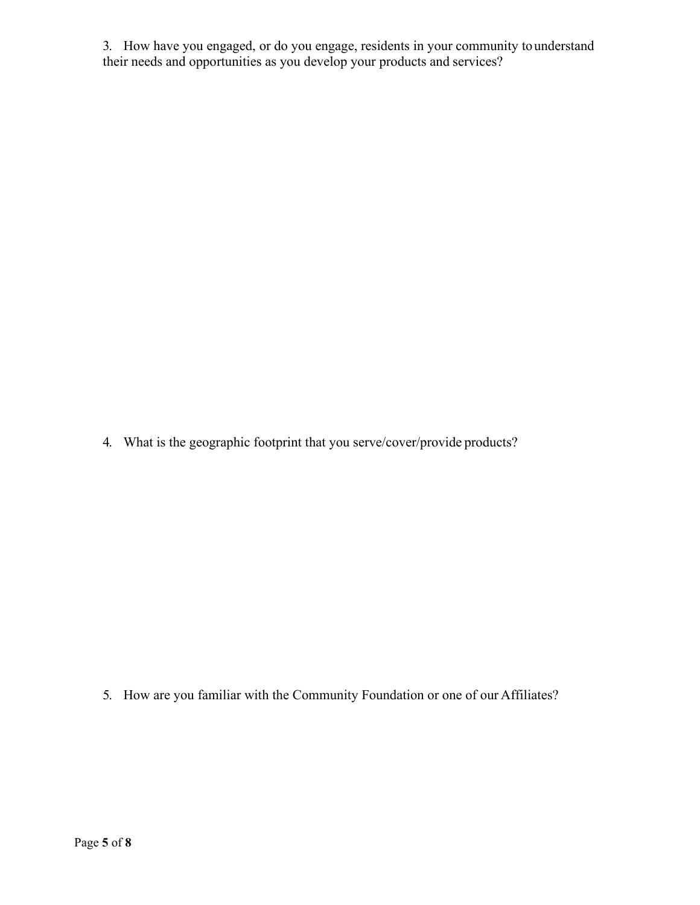3. How have you engaged, or do you engage, residents in your community to understand their needs and opportunities as you develop your products and services?

4. What is the geographic footprint that you serve/cover/provide products?

5. How are you familiar with the Community Foundation or one of our Affiliates?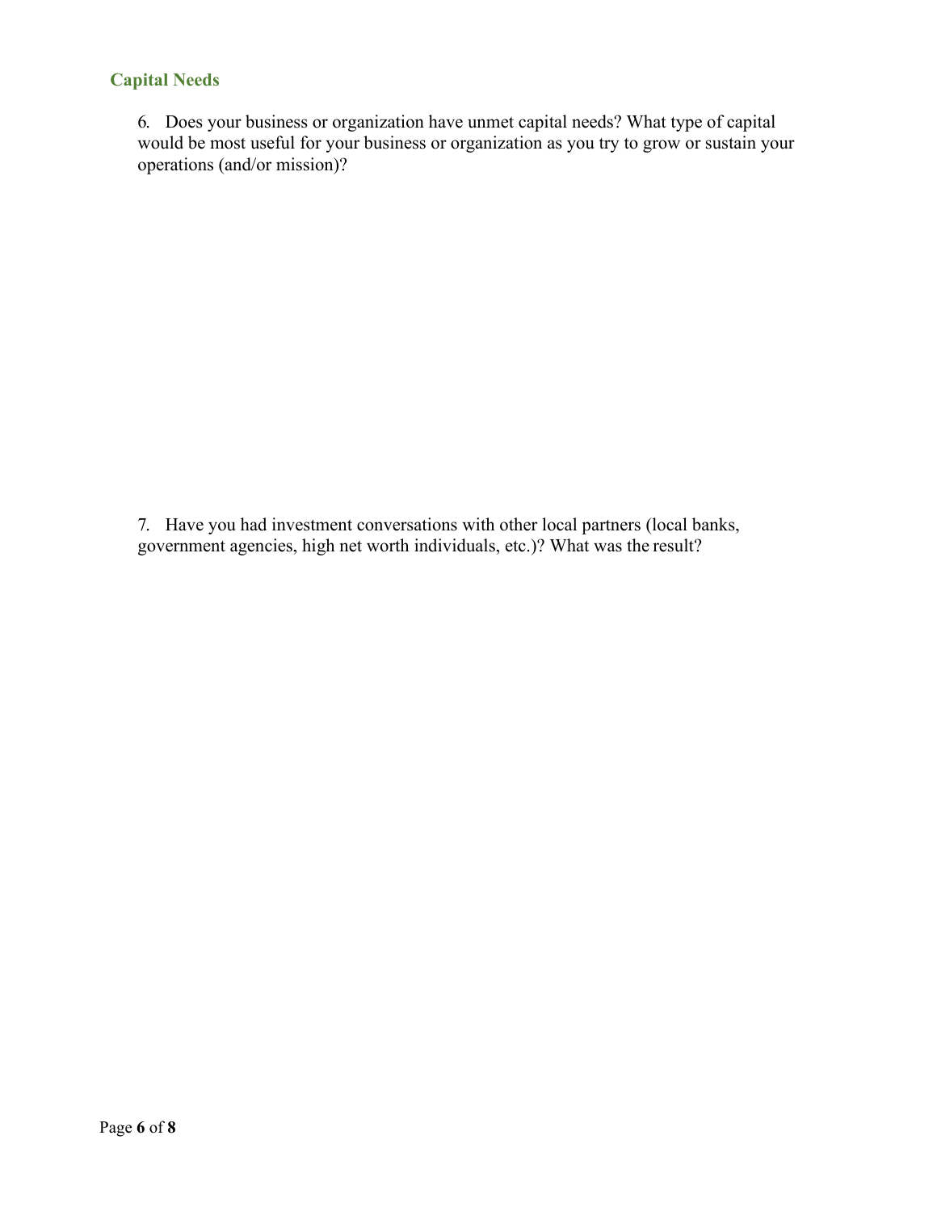## Capital Needs

6. Does your business or organization have unmet capital needs? What type of capital would be most useful for your business or organization as you try to grow or sustain your operations (and/or mission)?

7. Have you had investment conversations with other local partners (local banks, government agencies, high net worth individuals, etc.)? What was the result?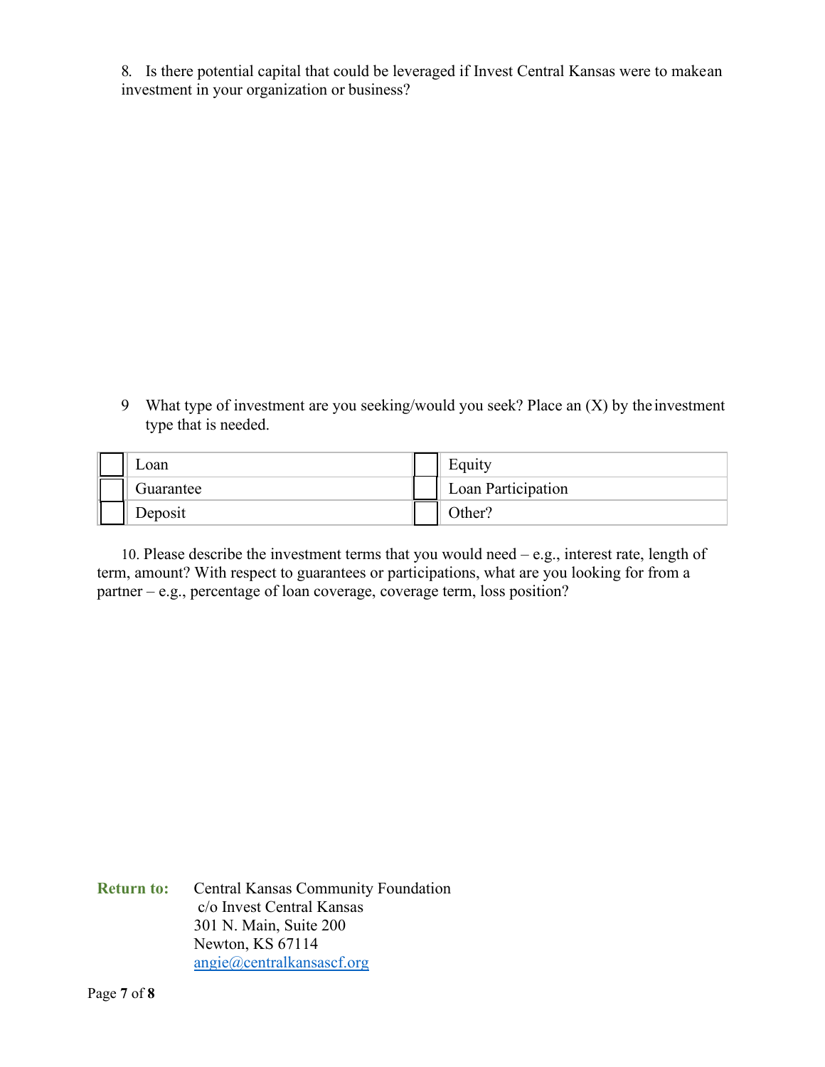8. Is there potential capital that could be leveraged if Invest Central Kansas were to make an investment in your organization or business?

9 What type of investment are you seeking/would you seek? Place an (X) by the investment type that is needed.

| | | | |
|---|---|---|---|
| ☐ | Loan | ☐ | Equity |
| ☐ | Guarantee | ☐ | Loan Participation |
| ☐ | Deposit | ☐ | Other? |

10. Please describe the investment terms that you would need – e.g., interest rate, length of term, amount? With respect to guarantees or participations, what are you looking for from a partner – e.g., percentage of loan coverage, coverage term, loss position?

**Return to:** Central Kansas Community Foundation
c/o Invest Central Kansas
301 N. Main, Suite 200
Newton, KS 67114
angie@centralkansascf.org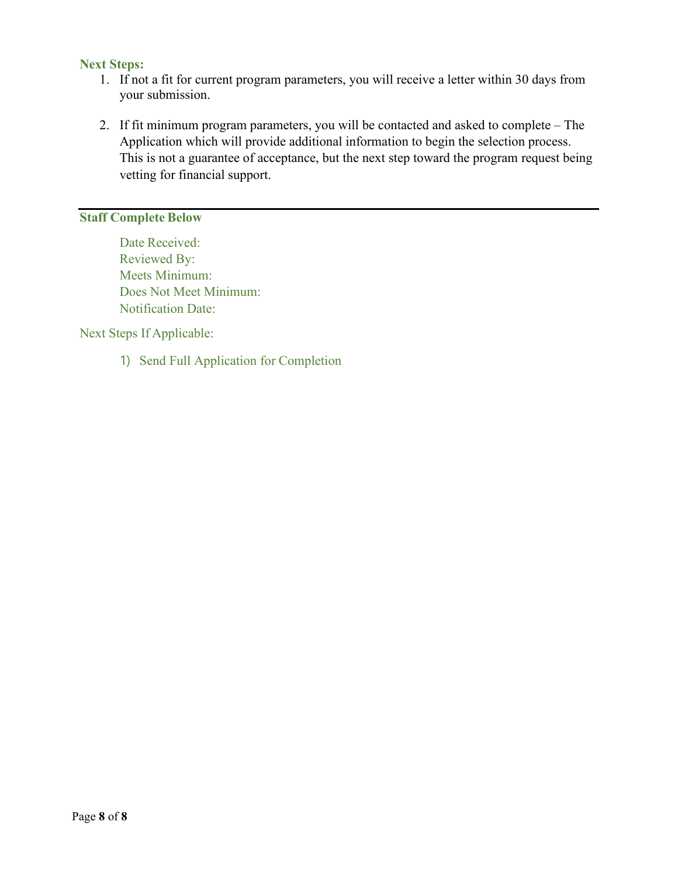**Next Steps:**

1. If not a fit for current program parameters, you will receive a letter within 30 days from your submission.

2. If fit minimum program parameters, you will be contacted and asked to complete – The Application which will provide additional information to begin the selection process. This is not a guarantee of acceptance, but the next step toward the program request being vetting for financial support.

---

**Staff Complete Below**

Date Received:
Reviewed By:
Meets Minimum:
Does Not Meet Minimum:
Notification Date:

Next Steps If Applicable:

1) Send Full Application for Completion